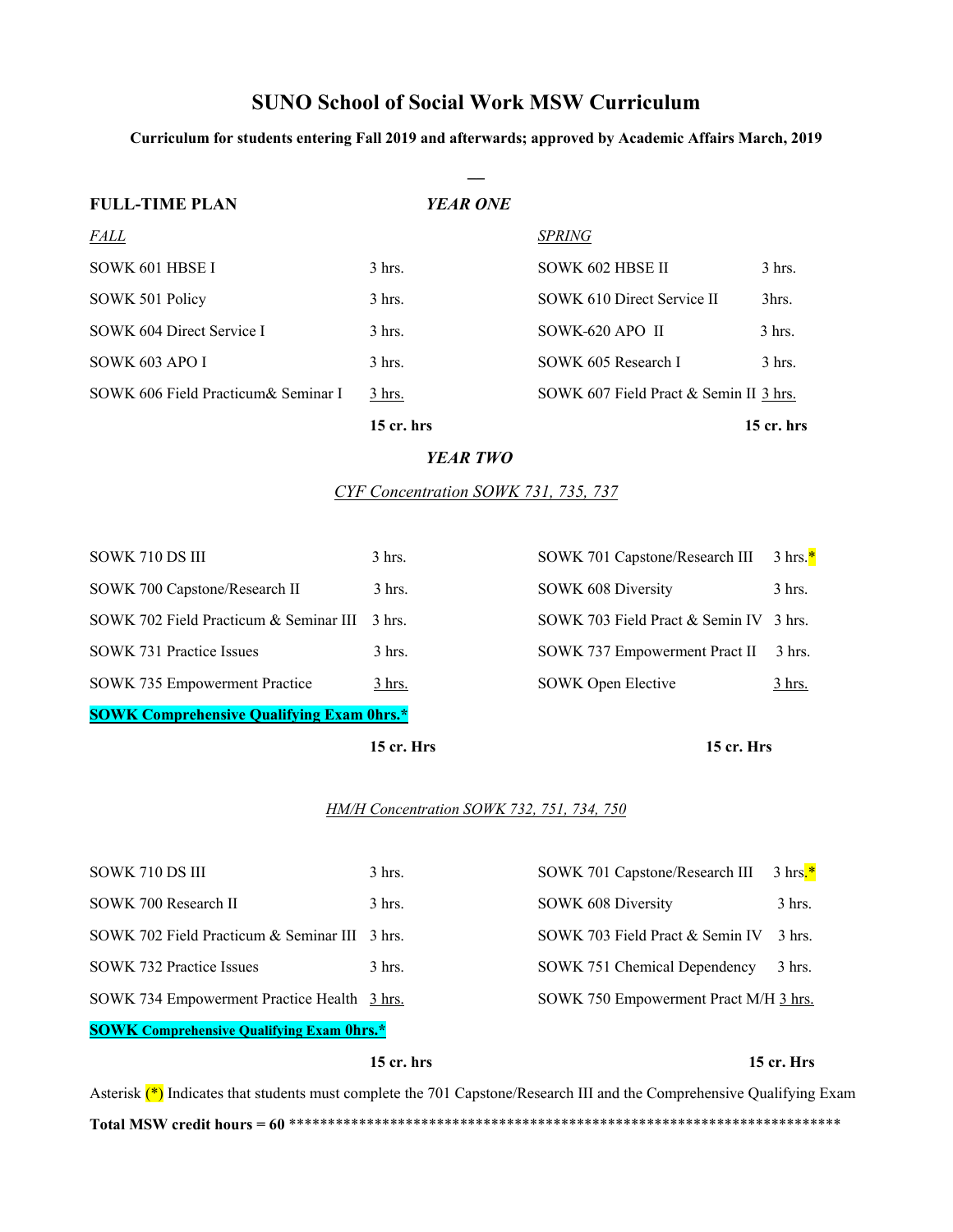# SUNO School of Social Work MSW Curriculum

**Curriculum for students entering Fall 2019 and afterwards; approved by Academic Affairs March, 2019**

—

## FULL-TIME PLAN

### *YEAR ONE*

| *FALL* | | *SPRING* | |
|---|---|---|---|
| SOWK 601 HBSE I | 3 hrs. | SOWK 602 HBSE II | 3 hrs. |
| SOWK 501 Policy | 3 hrs. | SOWK 610 Direct Service II | 3hrs. |
| SOWK 604 Direct Service I | 3 hrs. | SOWK-620 APO II | 3 hrs. |
| SOWK 603 APO I | 3 hrs. | SOWK 605 Research I | 3 hrs. |
| SOWK 606 Field Practicum& Seminar I | 3 hrs. | SOWK 607 Field Pract & Semin II | 3 hrs. |
| | **15 cr. hrs** | | **15 cr. hrs** |

### *YEAR TWO*

*CYF Concentration SOWK 731, 735, 737*

| | | | |
|---|---|---|---|
| SOWK 710 DS III | 3 hrs. | SOWK 701 Capstone/Research III | 3 hrs.* |
| SOWK 700 Capstone/Research II | 3 hrs. | SOWK 608 Diversity | 3 hrs. |
| SOWK 702 Field Practicum & Seminar III | 3 hrs. | SOWK 703 Field Pract & Semin IV | 3 hrs. |
| SOWK 731 Practice Issues | 3 hrs. | SOWK 737 Empowerment Pract II | 3 hrs. |
| SOWK 735 Empowerment Practice | 3 hrs. | SOWK Open Elective | 3 hrs. |
| **SOWK Comprehensive Qualifying Exam 0hrs.*** | | | |
| | **15 cr. Hrs** | | **15 cr. Hrs** |

*HM/H Concentration SOWK 732, 751, 734, 750*

| | | | |
|---|---|---|---|
| SOWK 710 DS III | 3 hrs. | SOWK 701 Capstone/Research III | 3 hrs.* |
| SOWK 700 Research II | 3 hrs. | SOWK 608 Diversity | 3 hrs. |
| SOWK 702 Field Practicum & Seminar III | 3 hrs. | SOWK 703 Field Pract & Semin IV | 3 hrs. |
| SOWK 732 Practice Issues | 3 hrs. | SOWK 751 Chemical Dependency | 3 hrs. |
| SOWK 734 Empowerment Practice Health | 3 hrs. | SOWK 750 Empowerment Pract M/H | 3 hrs. |
| **SOWK Comprehensive Qualifying Exam 0hrs.*** | | | |
| | **15 cr. hrs** | | **15 cr. Hrs** |

Asterisk (*) Indicates that students must complete the 701 Capstone/Research III and the Comprehensive Qualifying Exam

**Total MSW credit hours = 60** ************************************************************************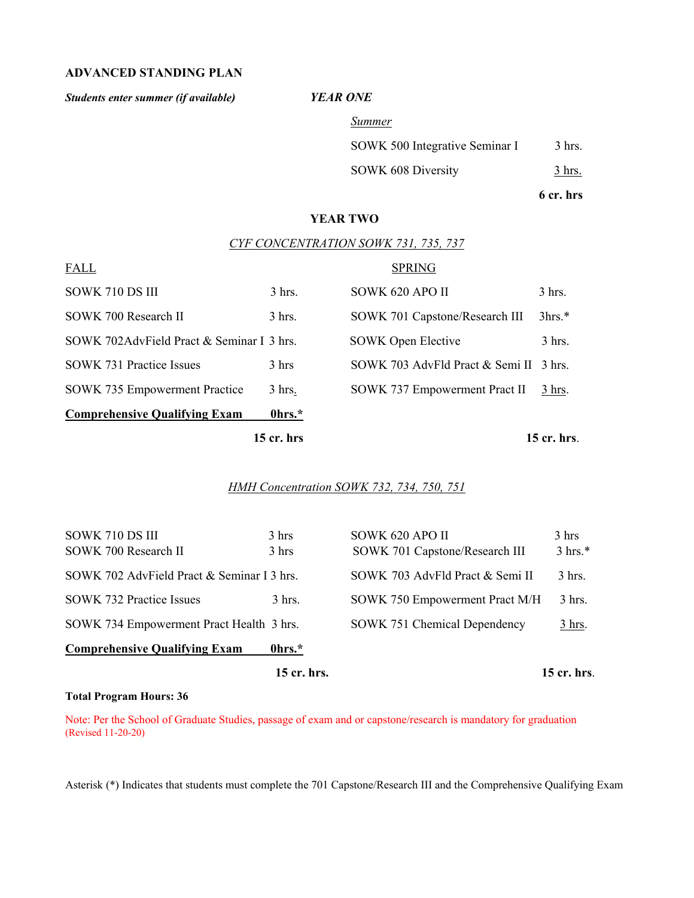## ADVANCED STANDING PLAN

***Students enter summer (if available)***

### *YEAR ONE*

*Summer*

| Course | Hours |
|---|---|
| SOWK 500 Integrative Seminar I | 3 hrs. |
| SOWK 608 Diversity | 3 hrs. |
| | **6 cr. hrs** |

### YEAR TWO

*CYF CONCENTRATION SOWK 731, 735, 737*

| FALL | | SPRING | |
|---|---|---|---|
| SOWK 710 DS III | 3 hrs. | SOWK 620 APO II | 3 hrs. |
| SOWK 700 Research II | 3 hrs. | SOWK 701 Capstone/Research III | 3hrs.* |
| SOWK 702AdvField Pract & Seminar I | 3 hrs. | SOWK Open Elective | 3 hrs. |
| SOWK 731 Practice Issues | 3 hrs | SOWK 703 AdvFld Pract & Semi II | 3 hrs. |
| SOWK 735 Empowerment Practice | 3 hrs. | SOWK 737 Empowerment Pract II | 3 hrs. |
| **Comprehensive Qualifying Exam** | **0hrs.*** | | |
| | **15 cr. hrs** | | **15 cr. hrs.** |

*HMH Concentration SOWK 732, 734, 750, 751*

| FALL | | SPRING | |
|---|---|---|---|
| SOWK 710 DS III | 3 hrs | SOWK 620 APO II | 3 hrs |
| SOWK 700 Research II | 3 hrs | SOWK 701 Capstone/Research III | 3 hrs.* |
| SOWK 702 AdvField Pract & Seminar I | 3 hrs. | SOWK 703 AdvFld Pract & Semi II | 3 hrs. |
| SOWK 732 Practice Issues | 3 hrs. | SOWK 750 Empowerment Pract M/H | 3 hrs. |
| SOWK 734 Empowerment Pract Health | 3 hrs. | SOWK 751 Chemical Dependency | 3 hrs. |
| **Comprehensive Qualifying Exam** | **0hrs.*** | | |
| | **15 cr. hrs.** | | **15 cr. hrs.** |

**Total Program Hours: 36**

Note: Per the School of Graduate Studies, passage of exam and or capstone/research is mandatory for graduation (Revised 11-20-20)

Asterisk (*) Indicates that students must complete the 701 Capstone/Research III and the Comprehensive Qualifying Exam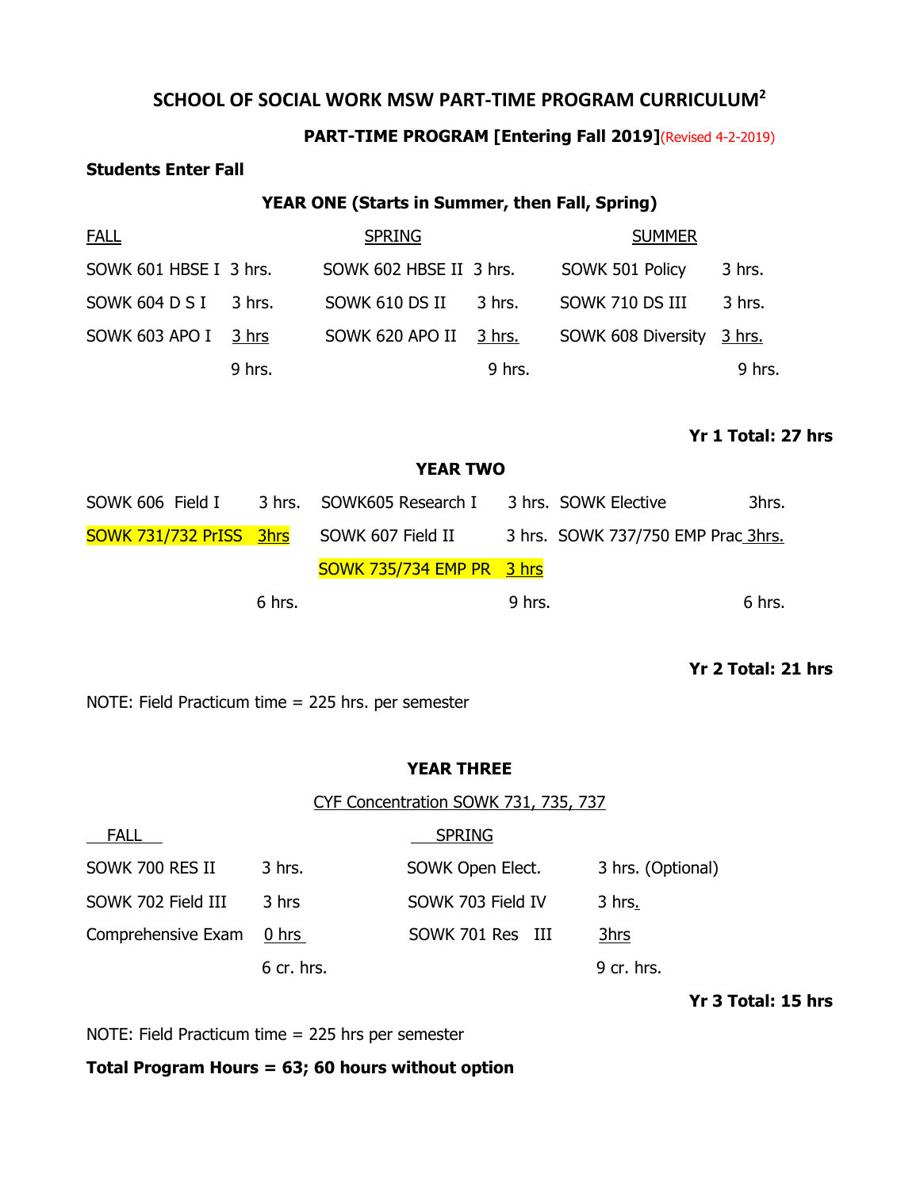# SCHOOL OF SOCIAL WORK MSW PART-TIME PROGRAM CURRICULUM[2]

### PART-TIME PROGRAM [Entering Fall 2019] (Revised 4-2-2019)

**Students Enter Fall**

### YEAR ONE (Starts in Summer, then Fall, Spring)

| FALL | | SPRING | | SUMMER | |
|---|---|---|---|---|---|
| SOWK 601 HBSE I | 3 hrs. | SOWK 602 HBSE II | 3 hrs. | SOWK 501 Policy | 3 hrs. |
| SOWK 604 D S I | 3 hrs. | SOWK 610 DS II | 3 hrs. | SOWK 710 DS III | 3 hrs. |
| SOWK 603 APO I | 3 hrs | SOWK 620 APO II | 3 hrs. | SOWK 608 Diversity | 3 hrs. |
| | 9 hrs. | | 9 hrs. | | 9 hrs. |

**Yr 1 Total: 27 hrs**

### YEAR TWO

| | | | | | |
|---|---|---|---|---|---|
| SOWK 606 Field I | 3 hrs. | SOWK605 Research I | 3 hrs. | SOWK Elective | 3hrs. |
| SOWK 731/732 PrISS | 3hrs | SOWK 607 Field II | 3 hrs. | SOWK 737/750 EMP Prac | 3hrs. |
| | | SOWK 735/734 EMP PR | 3 hrs | | |
| | 6 hrs. | | 9 hrs. | | 6 hrs. |

**Yr 2 Total: 21 hrs**

NOTE: Field Practicum time = 225 hrs. per semester

### YEAR THREE

CYF Concentration SOWK 731, 735, 737

| FALL | | SPRING | |
|---|---|---|---|
| SOWK 700 RES II | 3 hrs. | SOWK Open Elect. | 3 hrs. (Optional) |
| SOWK 702 Field III | 3 hrs | SOWK 703 Field IV | 3 hrs. |
| Comprehensive Exam | 0 hrs | SOWK 701 Res III | 3hrs |
| | 6 cr. hrs. | | 9 cr. hrs. |

**Yr 3 Total: 15 hrs**

NOTE: Field Practicum time = 225 hrs per semester

**Total Program Hours = 63; 60 hours without option**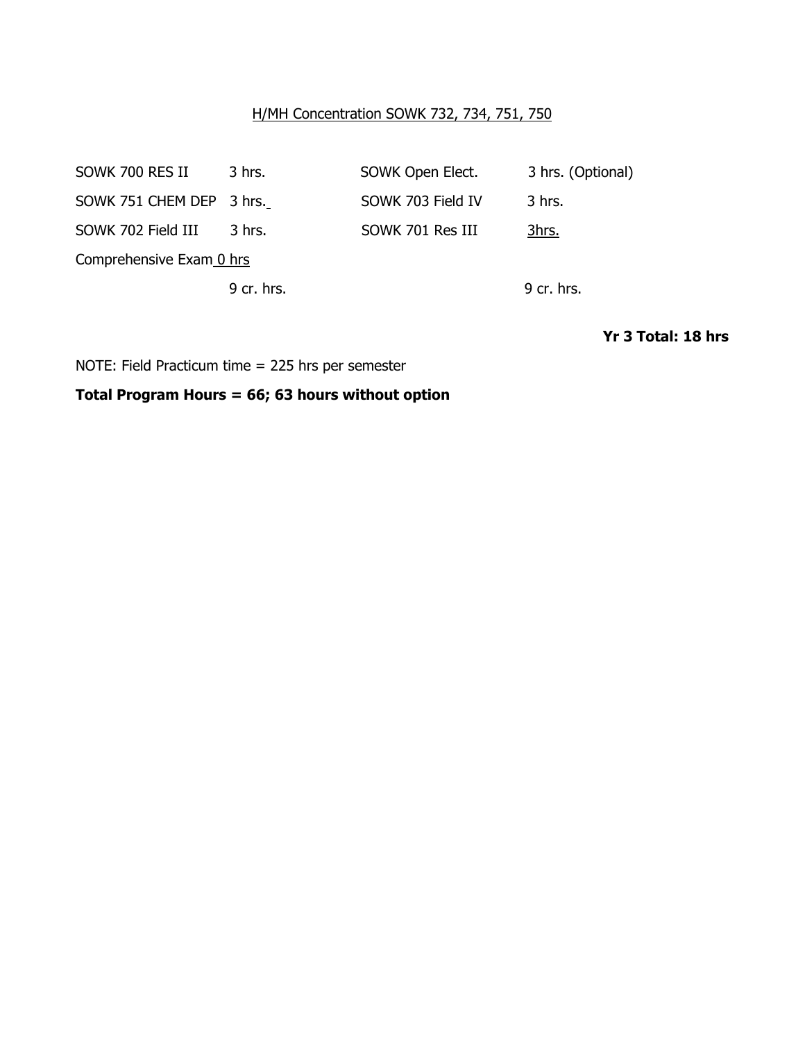H/MH Concentration SOWK 732, 734, 751, 750

| | | | |
|---|---|---|---|
| SOWK 700 RES II | 3 hrs. | SOWK Open Elect. | 3 hrs. (Optional) |
| SOWK 751 CHEM DEP | 3 hrs. | SOWK 703 Field IV | 3 hrs. |
| SOWK 702 Field III | 3 hrs. | SOWK 701 Res III | 3hrs. |
| Comprehensive Exam 0 hrs | | | |
| | 9 cr. hrs. | | 9 cr. hrs. |

**Yr 3 Total: 18 hrs**

NOTE: Field Practicum time = 225 hrs per semester

**Total Program Hours = 66; 63 hours without option**